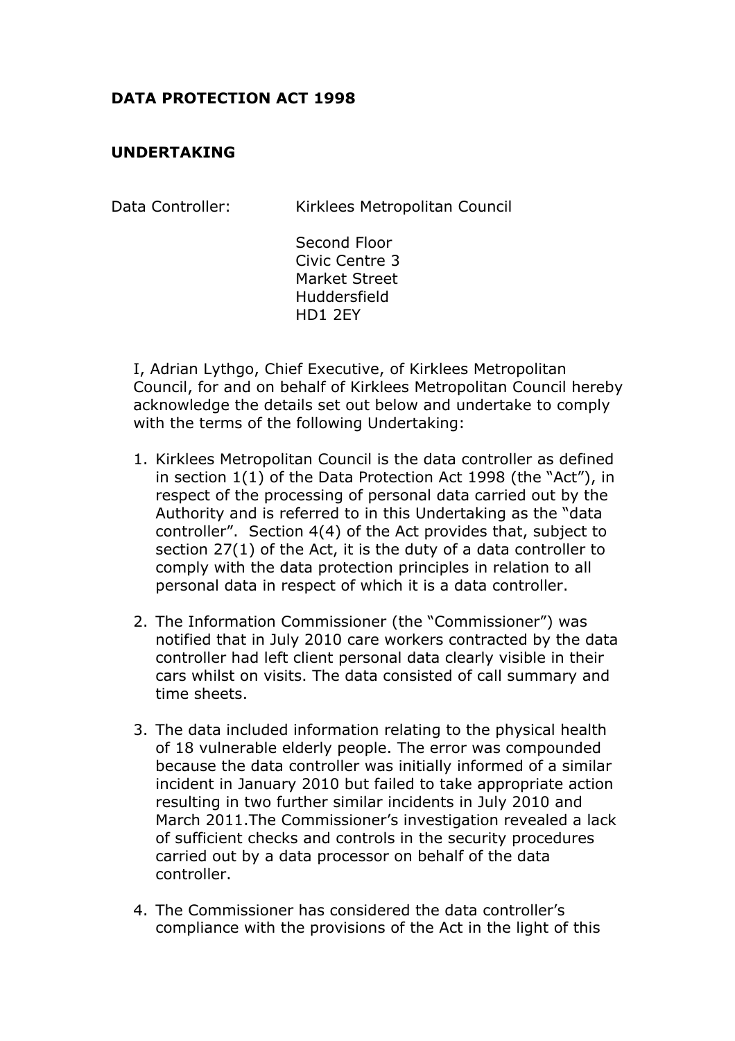**DATA PROTECTION ACT 1998**

**UNDERTAKING**

Data Controller: Kirklees Metropolitan Council

Second Floor
Civic Centre 3
Market Street
Huddersfield
HD1 2EY

I, Adrian Lythgo, Chief Executive, of Kirklees Metropolitan Council, for and on behalf of Kirklees Metropolitan Council hereby acknowledge the details set out below and undertake to comply with the terms of the following Undertaking:

1. Kirklees Metropolitan Council is the data controller as defined in section 1(1) of the Data Protection Act 1998 (the "Act"), in respect of the processing of personal data carried out by the Authority and is referred to in this Undertaking as the "data controller". Section 4(4) of the Act provides that, subject to section 27(1) of the Act, it is the duty of a data controller to comply with the data protection principles in relation to all personal data in respect of which it is a data controller.

2. The Information Commissioner (the "Commissioner") was notified that in July 2010 care workers contracted by the data controller had left client personal data clearly visible in their cars whilst on visits. The data consisted of call summary and time sheets.

3. The data included information relating to the physical health of 18 vulnerable elderly people. The error was compounded because the data controller was initially informed of a similar incident in January 2010 but failed to take appropriate action resulting in two further similar incidents in July 2010 and March 2011.The Commissioner's investigation revealed a lack of sufficient checks and controls in the security procedures carried out by a data processor on behalf of the data controller.

4. The Commissioner has considered the data controller's compliance with the provisions of the Act in the light of this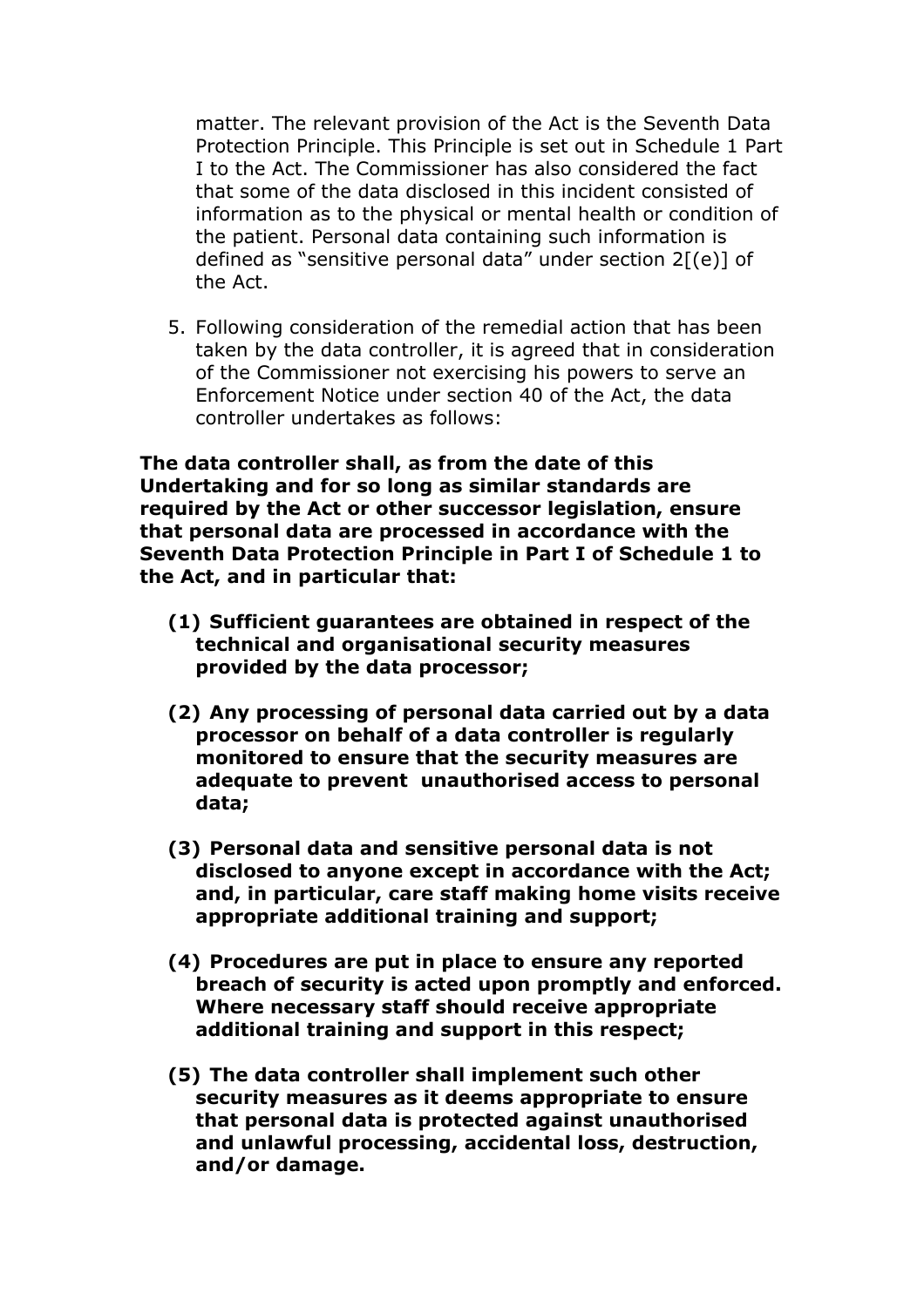matter. The relevant provision of the Act is the Seventh Data Protection Principle. This Principle is set out in Schedule 1 Part I to the Act. The Commissioner has also considered the fact that some of the data disclosed in this incident consisted of information as to the physical or mental health or condition of the patient. Personal data containing such information is defined as "sensitive personal data" under section 2[(e)] of the Act.

5. Following consideration of the remedial action that has been taken by the data controller, it is agreed that in consideration of the Commissioner not exercising his powers to serve an Enforcement Notice under section 40 of the Act, the data controller undertakes as follows:

**The data controller shall, as from the date of this Undertaking and for so long as similar standards are required by the Act or other successor legislation, ensure that personal data are processed in accordance with the Seventh Data Protection Principle in Part I of Schedule 1 to the Act, and in particular that:**

**(1) Sufficient guarantees are obtained in respect of the technical and organisational security measures provided by the data processor;**

**(2) Any processing of personal data carried out by a data processor on behalf of a data controller is regularly monitored to ensure that the security measures are adequate to prevent unauthorised access to personal data;**

**(3) Personal data and sensitive personal data is not disclosed to anyone except in accordance with the Act; and, in particular, care staff making home visits receive appropriate additional training and support;**

**(4) Procedures are put in place to ensure any reported breach of security is acted upon promptly and enforced. Where necessary staff should receive appropriate additional training and support in this respect;**

**(5) The data controller shall implement such other security measures as it deems appropriate to ensure that personal data is protected against unauthorised and unlawful processing, accidental loss, destruction, and/or damage.**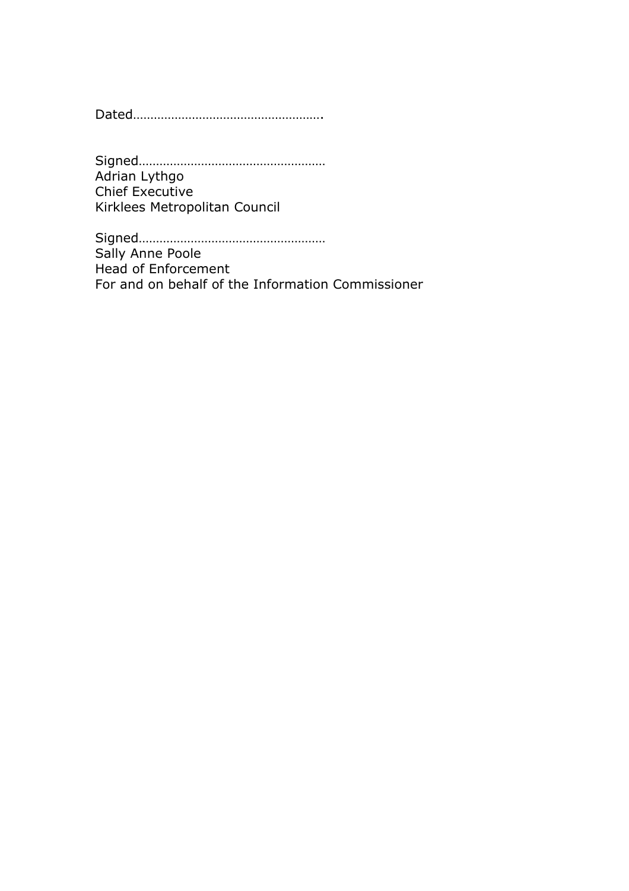Dated……………………………………………….

Signed………………………………………………
Adrian Lythgo
Chief Executive
Kirklees Metropolitan Council

Signed………………………………………………
Sally Anne Poole
Head of Enforcement
For and on behalf of the Information Commissioner